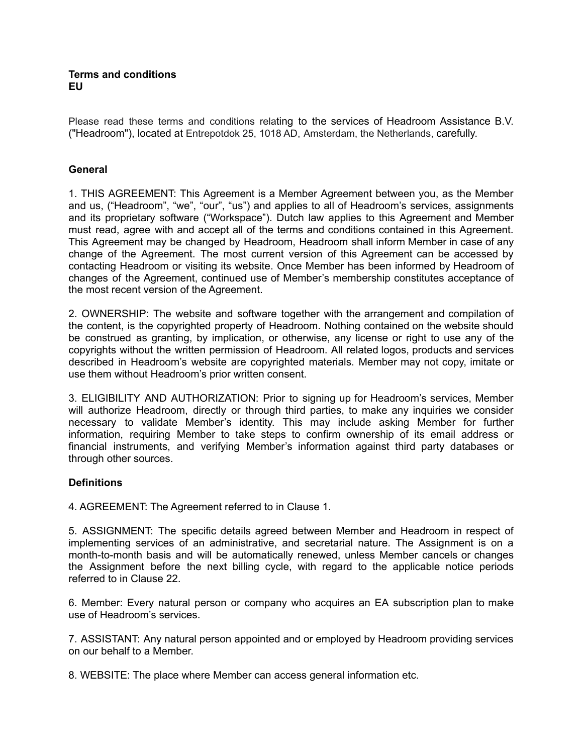**Terms and conditions**
**EU**

Please read these terms and conditions relating to the services of Headroom Assistance B.V. ("Headroom"), located at Entrepotdok 25, 1018 AD, Amsterdam, the Netherlands, carefully.

## General

1. THIS AGREEMENT: This Agreement is a Member Agreement between you, as the Member and us, ("Headroom", "we", "our", "us") and applies to all of Headroom's services, assignments and its proprietary software ("Workspace"). Dutch law applies to this Agreement and Member must read, agree with and accept all of the terms and conditions contained in this Agreement. This Agreement may be changed by Headroom, Headroom shall inform Member in case of any change of the Agreement. The most current version of this Agreement can be accessed by contacting Headroom or visiting its website. Once Member has been informed by Headroom of changes of the Agreement, continued use of Member's membership constitutes acceptance of the most recent version of the Agreement.

2. OWNERSHIP: The website and software together with the arrangement and compilation of the content, is the copyrighted property of Headroom. Nothing contained on the website should be construed as granting, by implication, or otherwise, any license or right to use any of the copyrights without the written permission of Headroom. All related logos, products and services described in Headroom's website are copyrighted materials. Member may not copy, imitate or use them without Headroom's prior written consent.

3. ELIGIBILITY AND AUTHORIZATION: Prior to signing up for Headroom's services, Member will authorize Headroom, directly or through third parties, to make any inquiries we consider necessary to validate Member's identity. This may include asking Member for further information, requiring Member to take steps to confirm ownership of its email address or financial instruments, and verifying Member's information against third party databases or through other sources.

## Definitions

4. AGREEMENT: The Agreement referred to in Clause 1.

5. ASSIGNMENT: The specific details agreed between Member and Headroom in respect of implementing services of an administrative, and secretarial nature. The Assignment is on a month-to-month basis and will be automatically renewed, unless Member cancels or changes the Assignment before the next billing cycle, with regard to the applicable notice periods referred to in Clause 22.

6. Member: Every natural person or company who acquires an EA subscription plan to make use of Headroom's services.

7. ASSISTANT: Any natural person appointed and or employed by Headroom providing services on our behalf to a Member.

8. WEBSITE: The place where Member can access general information etc.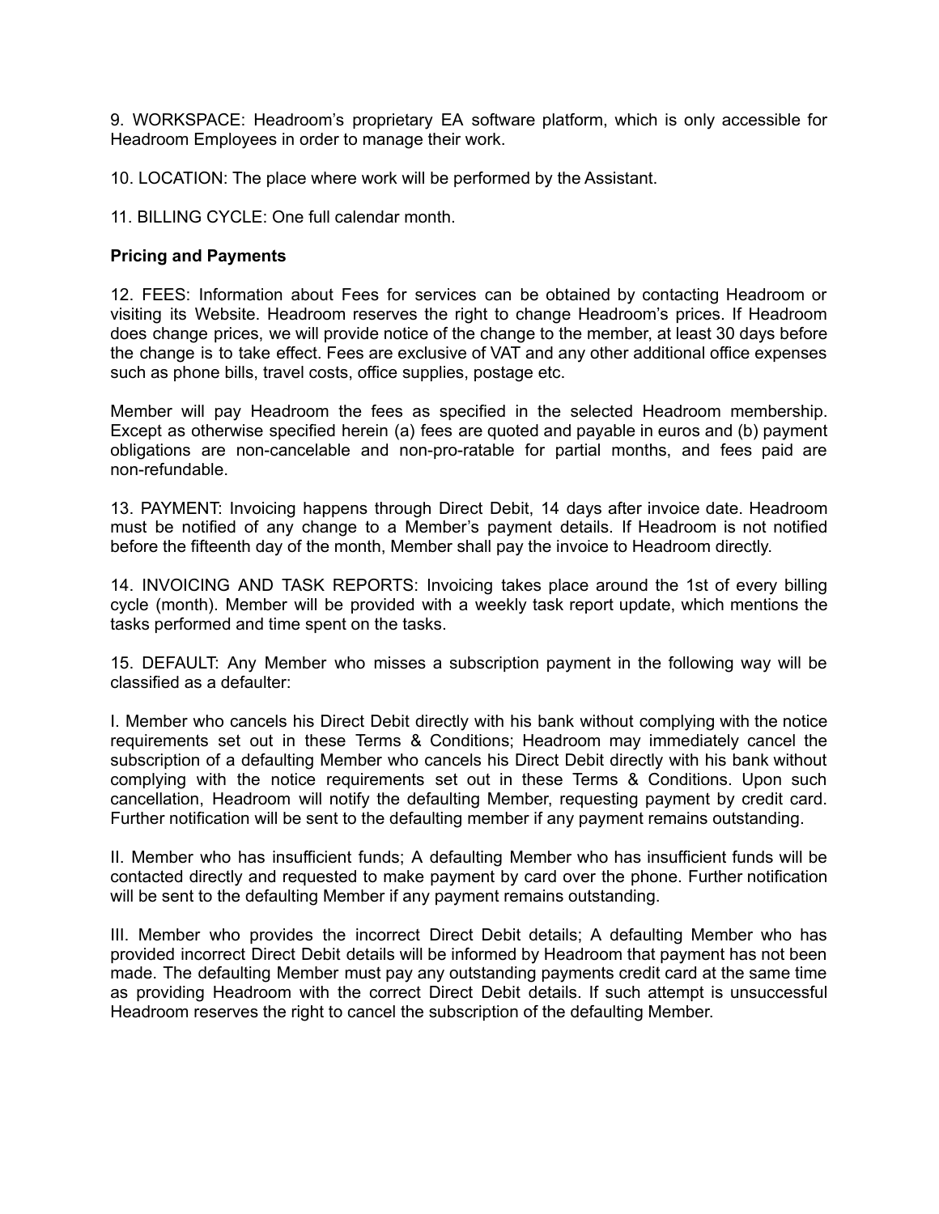9. WORKSPACE: Headroom's proprietary EA software platform, which is only accessible for Headroom Employees in order to manage their work.

10. LOCATION: The place where work will be performed by the Assistant.

11. BILLING CYCLE: One full calendar month.

**Pricing and Payments**

12. FEES: Information about Fees for services can be obtained by contacting Headroom or visiting its Website. Headroom reserves the right to change Headroom's prices. If Headroom does change prices, we will provide notice of the change to the member, at least 30 days before the change is to take effect. Fees are exclusive of VAT and any other additional office expenses such as phone bills, travel costs, office supplies, postage etc.

Member will pay Headroom the fees as specified in the selected Headroom membership. Except as otherwise specified herein (a) fees are quoted and payable in euros and (b) payment obligations are non-cancelable and non-pro-ratable for partial months, and fees paid are non-refundable.

13. PAYMENT: Invoicing happens through Direct Debit, 14 days after invoice date. Headroom must be notified of any change to a Member's payment details. If Headroom is not notified before the fifteenth day of the month, Member shall pay the invoice to Headroom directly.

14. INVOICING AND TASK REPORTS: Invoicing takes place around the 1st of every billing cycle (month). Member will be provided with a weekly task report update, which mentions the tasks performed and time spent on the tasks.

15. DEFAULT: Any Member who misses a subscription payment in the following way will be classified as a defaulter:

I. Member who cancels his Direct Debit directly with his bank without complying with the notice requirements set out in these Terms & Conditions; Headroom may immediately cancel the subscription of a defaulting Member who cancels his Direct Debit directly with his bank without complying with the notice requirements set out in these Terms & Conditions. Upon such cancellation, Headroom will notify the defaulting Member, requesting payment by credit card. Further notification will be sent to the defaulting member if any payment remains outstanding.

II. Member who has insufficient funds; A defaulting Member who has insufficient funds will be contacted directly and requested to make payment by card over the phone. Further notification will be sent to the defaulting Member if any payment remains outstanding.

III. Member who provides the incorrect Direct Debit details; A defaulting Member who has provided incorrect Direct Debit details will be informed by Headroom that payment has not been made. The defaulting Member must pay any outstanding payments credit card at the same time as providing Headroom with the correct Direct Debit details. If such attempt is unsuccessful Headroom reserves the right to cancel the subscription of the defaulting Member.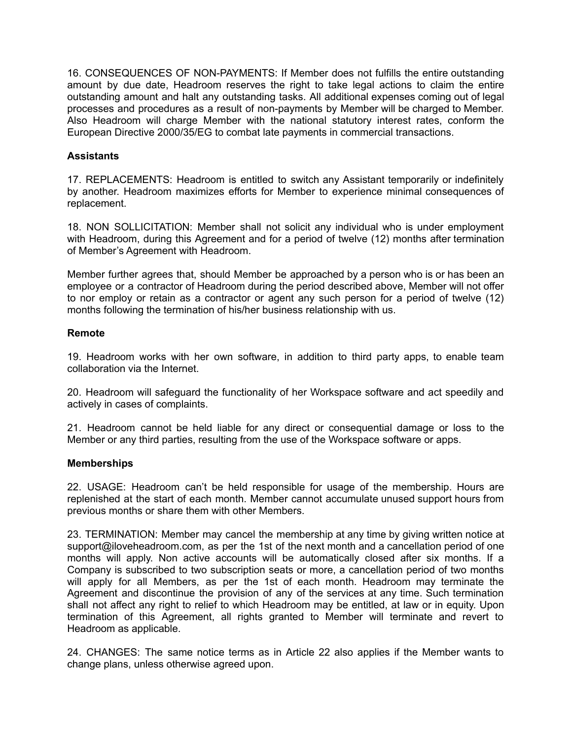16. CONSEQUENCES OF NON-PAYMENTS: If Member does not fulfills the entire outstanding amount by due date, Headroom reserves the right to take legal actions to claim the entire outstanding amount and halt any outstanding tasks. All additional expenses coming out of legal processes and procedures as a result of non-payments by Member will be charged to Member. Also Headroom will charge Member with the national statutory interest rates, conform the European Directive 2000/35/EG to combat late payments in commercial transactions.

**Assistants**

17. REPLACEMENTS: Headroom is entitled to switch any Assistant temporarily or indefinitely by another. Headroom maximizes efforts for Member to experience minimal consequences of replacement.

18. NON SOLLICITATION: Member shall not solicit any individual who is under employment with Headroom, during this Agreement and for a period of twelve (12) months after termination of Member's Agreement with Headroom.

Member further agrees that, should Member be approached by a person who is or has been an employee or a contractor of Headroom during the period described above, Member will not offer to nor employ or retain as a contractor or agent any such person for a period of twelve (12) months following the termination of his/her business relationship with us.

**Remote**

19. Headroom works with her own software, in addition to third party apps, to enable team collaboration via the Internet.

20. Headroom will safeguard the functionality of her Workspace software and act speedily and actively in cases of complaints.

21. Headroom cannot be held liable for any direct or consequential damage or loss to the Member or any third parties, resulting from the use of the Workspace software or apps.

**Memberships**

22. USAGE: Headroom can't be held responsible for usage of the membership. Hours are replenished at the start of each month. Member cannot accumulate unused support hours from previous months or share them with other Members.

23. TERMINATION: Member may cancel the membership at any time by giving written notice at support@iloveheadroom.com, as per the 1st of the next month and a cancellation period of one months will apply. Non active accounts will be automatically closed after six months. If a Company is subscribed to two subscription seats or more, a cancellation period of two months will apply for all Members, as per the 1st of each month. Headroom may terminate the Agreement and discontinue the provision of any of the services at any time. Such termination shall not affect any right to relief to which Headroom may be entitled, at law or in equity. Upon termination of this Agreement, all rights granted to Member will terminate and revert to Headroom as applicable.

24. CHANGES: The same notice terms as in Article 22 also applies if the Member wants to change plans, unless otherwise agreed upon.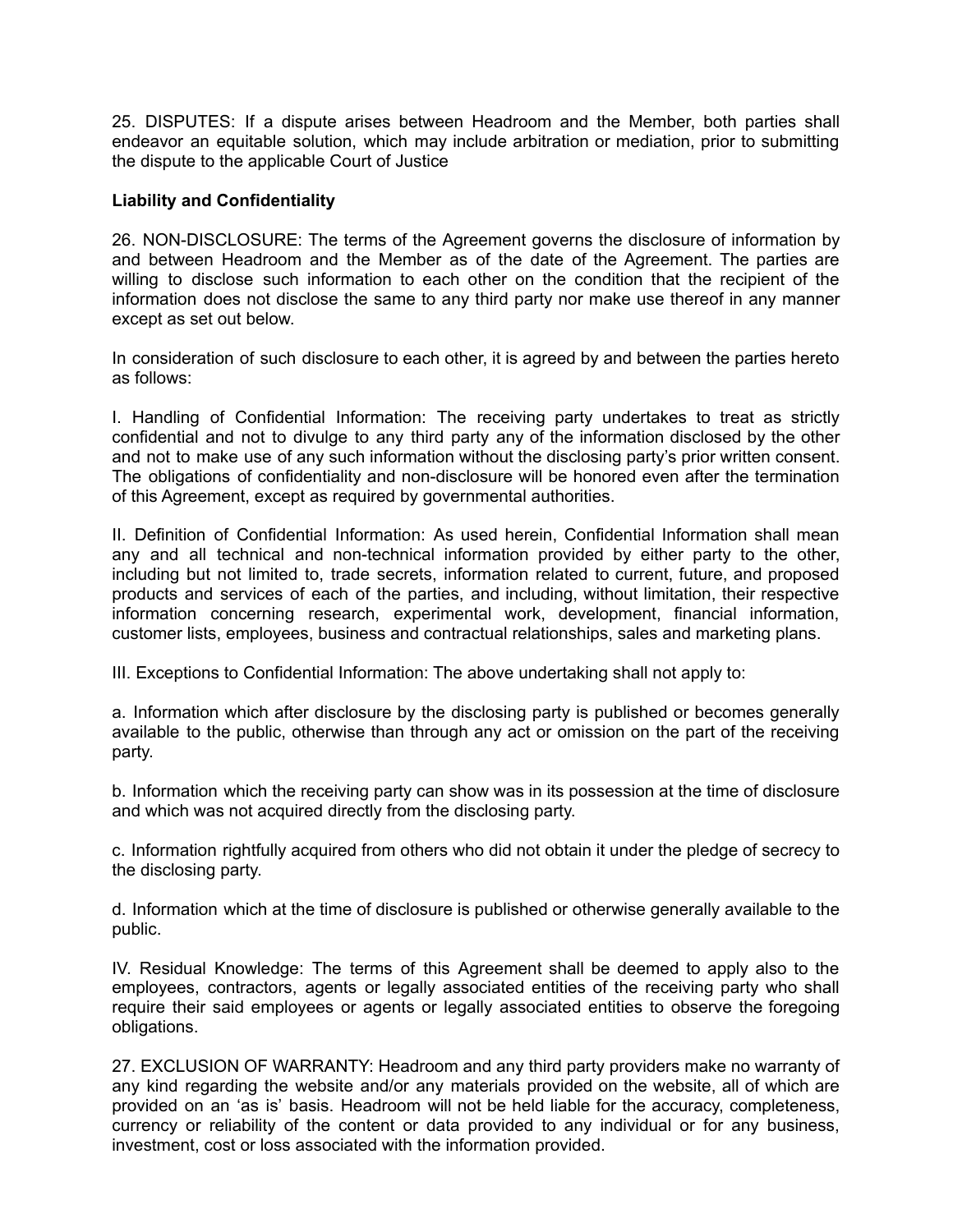25. DISPUTES: If a dispute arises between Headroom and the Member, both parties shall endeavor an equitable solution, which may include arbitration or mediation, prior to submitting the dispute to the applicable Court of Justice

**Liability and Confidentiality**

26. NON-DISCLOSURE: The terms of the Agreement governs the disclosure of information by and between Headroom and the Member as of the date of the Agreement. The parties are willing to disclose such information to each other on the condition that the recipient of the information does not disclose the same to any third party nor make use thereof in any manner except as set out below.

In consideration of such disclosure to each other, it is agreed by and between the parties hereto as follows:

I. Handling of Confidential Information: The receiving party undertakes to treat as strictly confidential and not to divulge to any third party any of the information disclosed by the other and not to make use of any such information without the disclosing party's prior written consent. The obligations of confidentiality and non-disclosure will be honored even after the termination of this Agreement, except as required by governmental authorities.

II. Definition of Confidential Information: As used herein, Confidential Information shall mean any and all technical and non-technical information provided by either party to the other, including but not limited to, trade secrets, information related to current, future, and proposed products and services of each of the parties, and including, without limitation, their respective information concerning research, experimental work, development, financial information, customer lists, employees, business and contractual relationships, sales and marketing plans.

III. Exceptions to Confidential Information: The above undertaking shall not apply to:

a. Information which after disclosure by the disclosing party is published or becomes generally available to the public, otherwise than through any act or omission on the part of the receiving party.

b. Information which the receiving party can show was in its possession at the time of disclosure and which was not acquired directly from the disclosing party.

c. Information rightfully acquired from others who did not obtain it under the pledge of secrecy to the disclosing party.

d. Information which at the time of disclosure is published or otherwise generally available to the public.

IV. Residual Knowledge: The terms of this Agreement shall be deemed to apply also to the employees, contractors, agents or legally associated entities of the receiving party who shall require their said employees or agents or legally associated entities to observe the foregoing obligations.

27. EXCLUSION OF WARRANTY: Headroom and any third party providers make no warranty of any kind regarding the website and/or any materials provided on the website, all of which are provided on an 'as is' basis. Headroom will not be held liable for the accuracy, completeness, currency or reliability of the content or data provided to any individual or for any business, investment, cost or loss associated with the information provided.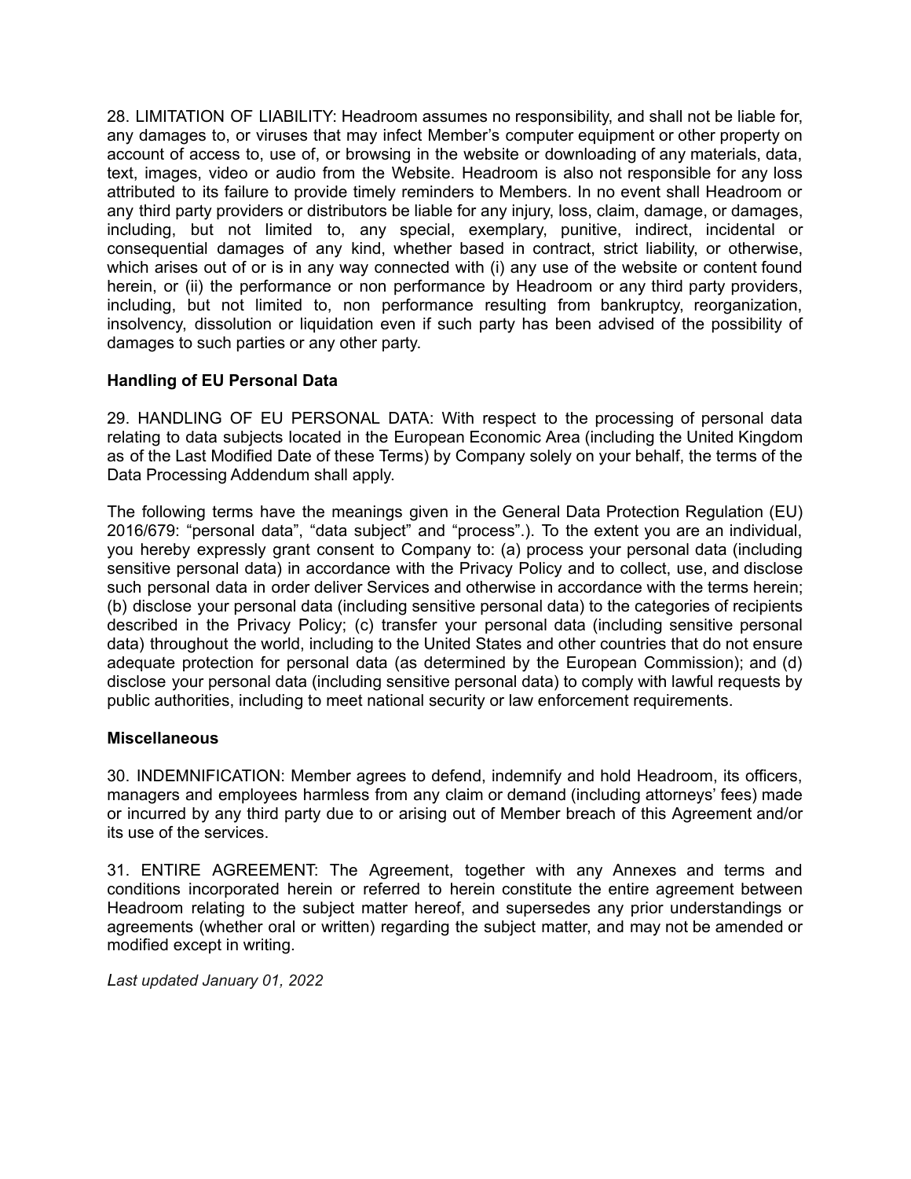28. LIMITATION OF LIABILITY: Headroom assumes no responsibility, and shall not be liable for, any damages to, or viruses that may infect Member's computer equipment or other property on account of access to, use of, or browsing in the website or downloading of any materials, data, text, images, video or audio from the Website. Headroom is also not responsible for any loss attributed to its failure to provide timely reminders to Members. In no event shall Headroom or any third party providers or distributors be liable for any injury, loss, claim, damage, or damages, including, but not limited to, any special, exemplary, punitive, indirect, incidental or consequential damages of any kind, whether based in contract, strict liability, or otherwise, which arises out of or is in any way connected with (i) any use of the website or content found herein, or (ii) the performance or non performance by Headroom or any third party providers, including, but not limited to, non performance resulting from bankruptcy, reorganization, insolvency, dissolution or liquidation even if such party has been advised of the possibility of damages to such parties or any other party.

**Handling of EU Personal Data**

29. HANDLING OF EU PERSONAL DATA: With respect to the processing of personal data relating to data subjects located in the European Economic Area (including the United Kingdom as of the Last Modified Date of these Terms) by Company solely on your behalf, the terms of the Data Processing Addendum shall apply.

The following terms have the meanings given in the General Data Protection Regulation (EU) 2016/679: "personal data", "data subject" and "process".). To the extent you are an individual, you hereby expressly grant consent to Company to: (a) process your personal data (including sensitive personal data) in accordance with the Privacy Policy and to collect, use, and disclose such personal data in order deliver Services and otherwise in accordance with the terms herein; (b) disclose your personal data (including sensitive personal data) to the categories of recipients described in the Privacy Policy; (c) transfer your personal data (including sensitive personal data) throughout the world, including to the United States and other countries that do not ensure adequate protection for personal data (as determined by the European Commission); and (d) disclose your personal data (including sensitive personal data) to comply with lawful requests by public authorities, including to meet national security or law enforcement requirements.

**Miscellaneous**

30. INDEMNIFICATION: Member agrees to defend, indemnify and hold Headroom, its officers, managers and employees harmless from any claim or demand (including attorneys' fees) made or incurred by any third party due to or arising out of Member breach of this Agreement and/or its use of the services.

31. ENTIRE AGREEMENT: The Agreement, together with any Annexes and terms and conditions incorporated herein or referred to herein constitute the entire agreement between Headroom relating to the subject matter hereof, and supersedes any prior understandings or agreements (whether oral or written) regarding the subject matter, and may not be amended or modified except in writing.

*Last updated January 01, 2022*